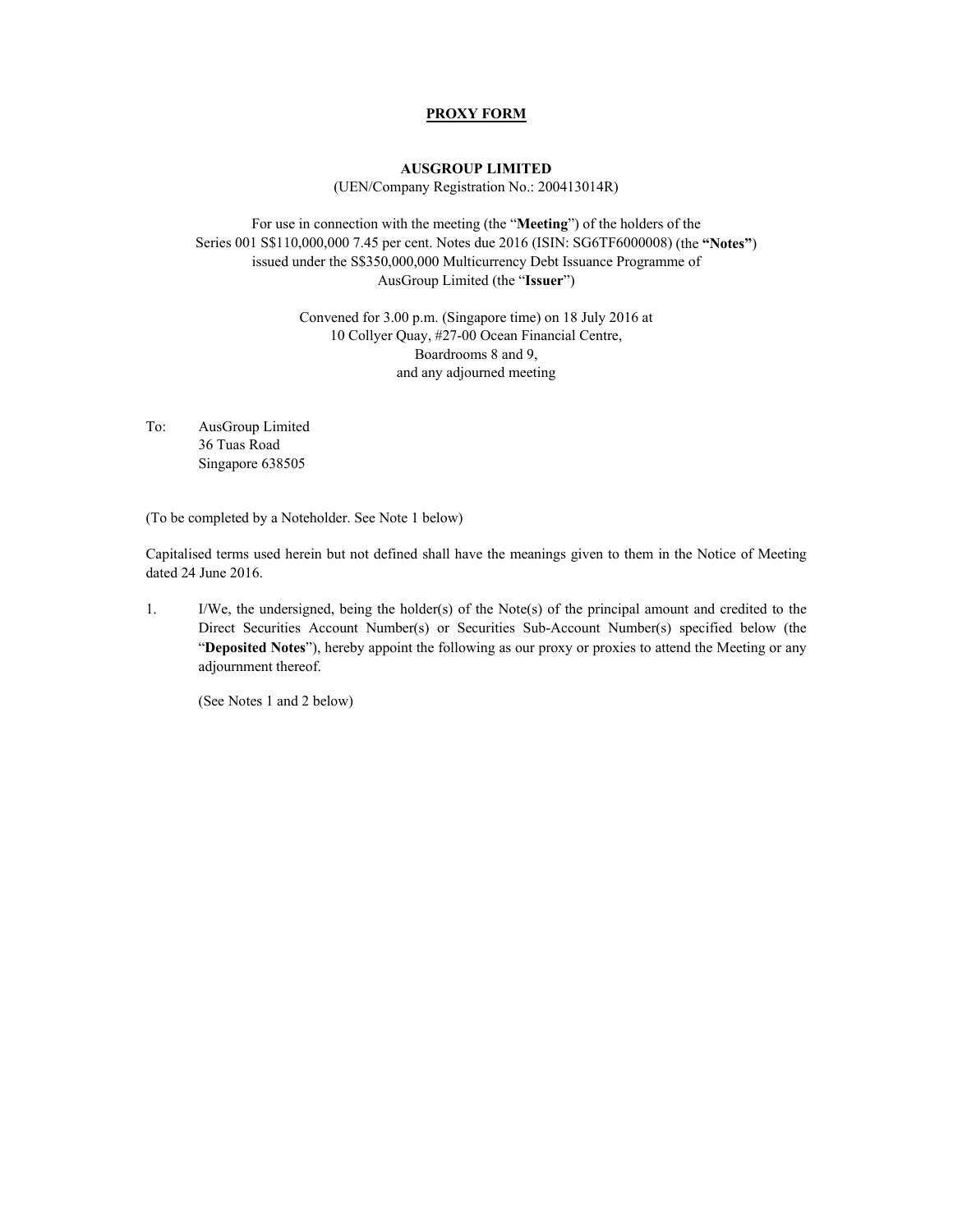# PROXY FORM

**AUSGROUP LIMITED**
(UEN/Company Registration No.: 200413014R)

For use in connection with the meeting (the "**Meeting**") of the holders of the Series 001 S$110,000,000 7.45 per cent. Notes due 2016 (ISIN: SG6TF6000008) (the **"Notes"**) issued under the S$350,000,000 Multicurrency Debt Issuance Programme of AusGroup Limited (the "**Issuer**")

Convened for 3.00 p.m. (Singapore time) on 18 July 2016 at
10 Collyer Quay, #27-00 Ocean Financial Centre,
Boardrooms 8 and 9,
and any adjourned meeting

To: AusGroup Limited
36 Tuas Road
Singapore 638505

(To be completed by a Noteholder. See Note 1 below)

Capitalised terms used herein but not defined shall have the meanings given to them in the Notice of Meeting dated 24 June 2016.

1. I/We, the undersigned, being the holder(s) of the Note(s) of the principal amount and credited to the Direct Securities Account Number(s) or Securities Sub-Account Number(s) specified below (the "**Deposited Notes**"), hereby appoint the following as our proxy or proxies to attend the Meeting or any adjournment thereof.

   (See Notes 1 and 2 below)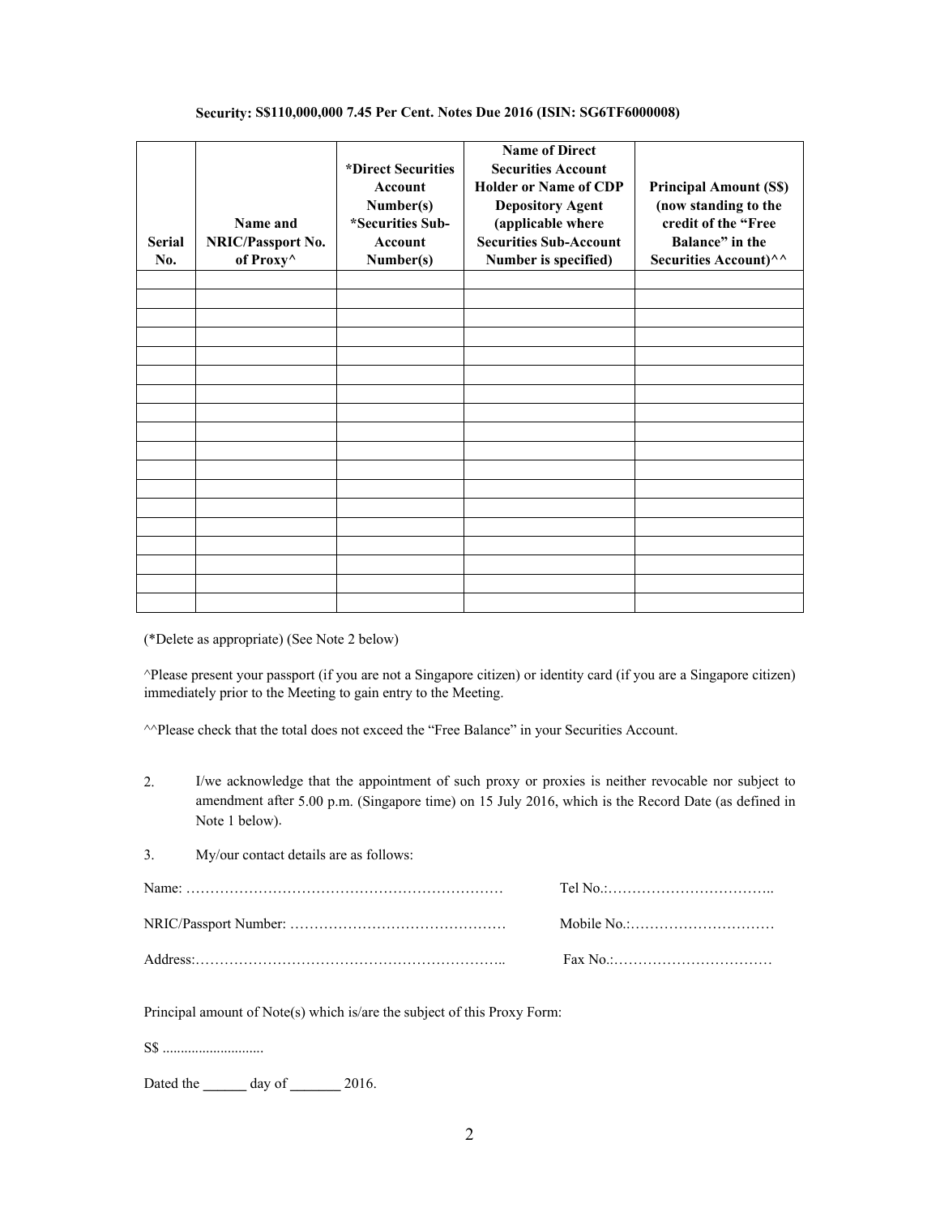**Security: S$110,000,000 7.45 Per Cent. Notes Due 2016 (ISIN: SG6TF6000008)**

| Serial No. | Name and NRIC/Passport No. of Proxy^ | *Direct Securities Account Number(s) *Securities Sub-Account Number(s) | Name of Direct Securities Account Holder or Name of CDP Depository Agent (applicable where Securities Sub-Account Number is specified) | Principal Amount (S$) (now standing to the credit of the "Free Balance" in the Securities Account)^^ |
|---|---|---|---|---|
| | | | | |
| | | | | |
| | | | | |
| | | | | |
| | | | | |
| | | | | |
| | | | | |
| | | | | |
| | | | | |
| | | | | |
| | | | | |
| | | | | |
| | | | | |
| | | | | |
| | | | | |
| | | | | |
| | | | | |
| | | | | |

(*Delete as appropriate) (See Note 2 below)

^Please present your passport (if you are not a Singapore citizen) or identity card (if you are a Singapore citizen) immediately prior to the Meeting to gain entry to the Meeting.

^^Please check that the total does not exceed the "Free Balance" in your Securities Account.

2. I/we acknowledge that the appointment of such proxy or proxies is neither revocable nor subject to amendment after 5.00 p.m. (Singapore time) on 15 July 2016, which is the Record Date (as defined in Note 1 below).

3. My/our contact details are as follows:

Name: ………………………………………………………… Tel No.:……………………………..

NRIC/Passport Number: ……………………………………… Mobile No.:…………………………

Address:……………………………………………………….. Fax No.:……………………………

Principal amount of Note(s) which is/are the subject of this Proxy Form:

S$ ............................

Dated the ______ day of _______ 2016.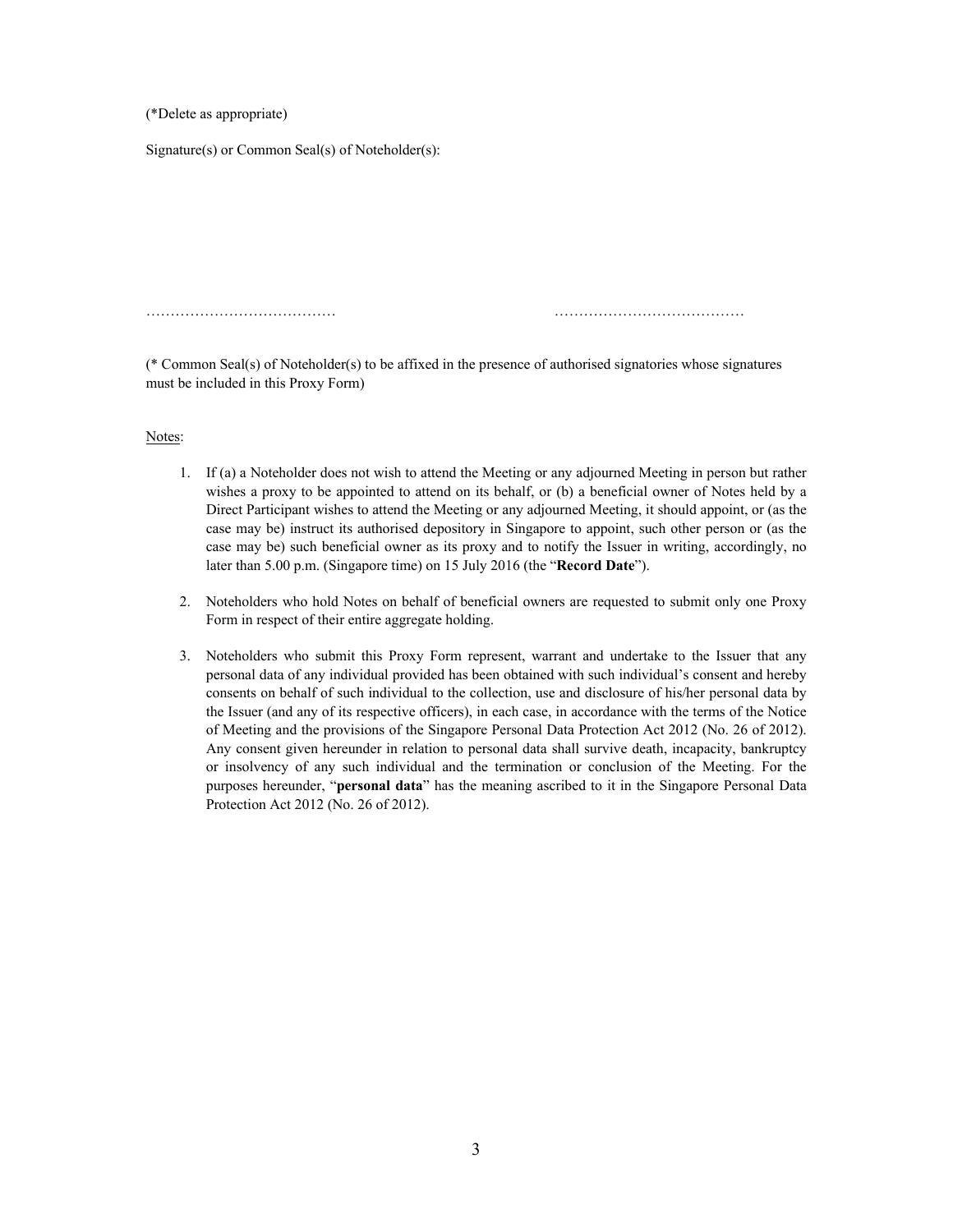(*Delete as appropriate)

Signature(s) or Common Seal(s) of Noteholder(s):

………………………………… …………………………………

(* Common Seal(s) of Noteholder(s) to be affixed in the presence of authorised signatories whose signatures must be included in this Proxy Form)

Notes:

1. If (a) a Noteholder does not wish to attend the Meeting or any adjourned Meeting in person but rather wishes a proxy to be appointed to attend on its behalf, or (b) a beneficial owner of Notes held by a Direct Participant wishes to attend the Meeting or any adjourned Meeting, it should appoint, or (as the case may be) instruct its authorised depository in Singapore to appoint, such other person or (as the case may be) such beneficial owner as its proxy and to notify the Issuer in writing, accordingly, no later than 5.00 p.m. (Singapore time) on 15 July 2016 (the "**Record Date**").

2. Noteholders who hold Notes on behalf of beneficial owners are requested to submit only one Proxy Form in respect of their entire aggregate holding.

3. Noteholders who submit this Proxy Form represent, warrant and undertake to the Issuer that any personal data of any individual provided has been obtained with such individual's consent and hereby consents on behalf of such individual to the collection, use and disclosure of his/her personal data by the Issuer (and any of its respective officers), in each case, in accordance with the terms of the Notice of Meeting and the provisions of the Singapore Personal Data Protection Act 2012 (No. 26 of 2012). Any consent given hereunder in relation to personal data shall survive death, incapacity, bankruptcy or insolvency of any such individual and the termination or conclusion of the Meeting. For the purposes hereunder, "**personal data**" has the meaning ascribed to it in the Singapore Personal Data Protection Act 2012 (No. 26 of 2012).